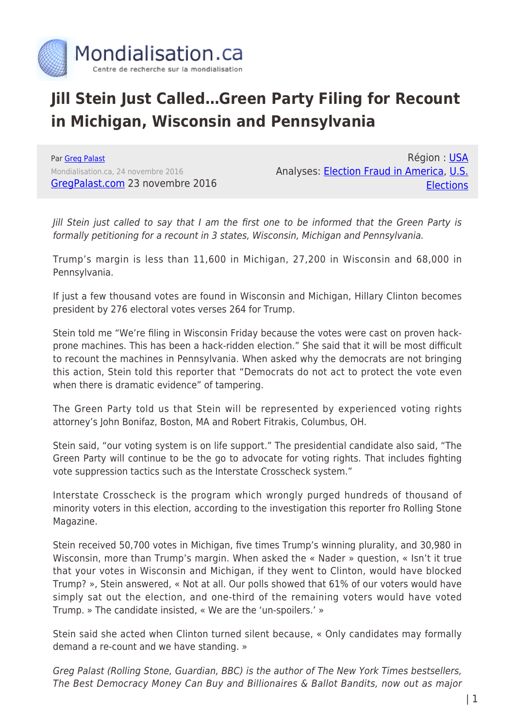# Jill Stein Just Called…Green Party Filing for Recount in Michigan, Wisconsin and Pennsylvania

Par Greg Palast
Mondialisation.ca, 24 novembre 2016
GregPalast.com 23 novembre 2016

Région : USA
Analyses: Election Fraud in America, U.S. Elections

*Jill Stein just called to say that I am the first one to be informed that the Green Party is formally petitioning for a recount in 3 states, Wisconsin, Michigan and Pennsylvania.*

Trump's margin is less than 11,600 in Michigan, 27,200 in Wisconsin and 68,000 in Pennsylvania.

If just a few thousand votes are found in Wisconsin and Michigan, Hillary Clinton becomes president by 276 electoral votes verses 264 for Trump.

Stein told me "We're filing in Wisconsin Friday because the votes were cast on proven hack-prone machines. This has been a hack-ridden election." She said that it will be most difficult to recount the machines in Pennsylvania. When asked why the democrats are not bringing this action, Stein told this reporter that "Democrats do not act to protect the vote even when there is dramatic evidence" of tampering.

The Green Party told us that Stein will be represented by experienced voting rights attorney's John Bonifaz, Boston, MA and Robert Fitrakis, Columbus, OH.

Stein said, "our voting system is on life support." The presidential candidate also said, "The Green Party will continue to be the go to advocate for voting rights. That includes fighting vote suppression tactics such as the Interstate Crosscheck system."

Interstate Crosscheck is the program which wrongly purged hundreds of thousand of minority voters in this election, according to the investigation this reporter fro Rolling Stone Magazine.

Stein received 50,700 votes in Michigan, five times Trump's winning plurality, and 30,980 in Wisconsin, more than Trump's margin. When asked the « Nader » question, « Isn't it true that your votes in Wisconsin and Michigan, if they went to Clinton, would have blocked Trump? », Stein answered, « Not at all. Our polls showed that 61% of our voters would have simply sat out the election, and one-third of the remaining voters would have voted Trump. » The candidate insisted, « We are the 'un-spoilers.' »

Stein said she acted when Clinton turned silent because, « Only candidates may formally demand a re-count and we have standing. »

*Greg Palast (Rolling Stone, Guardian, BBC) is the author of The New York Times bestsellers, The Best Democracy Money Can Buy and Billionaires & Ballot Bandits, now out as major*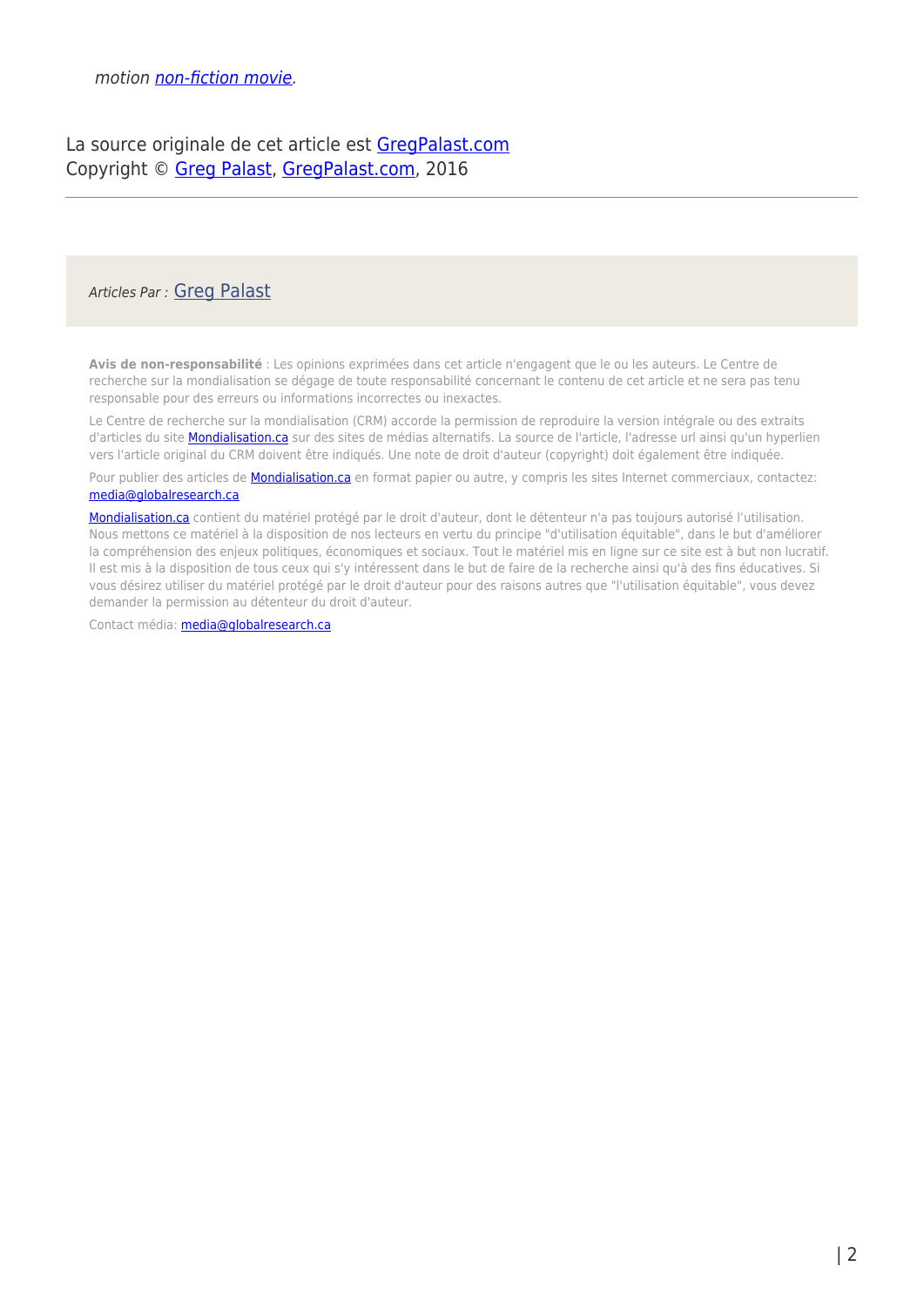*motion non-fiction movie.*

La source originale de cet article est GregPalast.com
Copyright © Greg Palast, GregPalast.com, 2016

---

*Articles Par :* Greg Palast

**Avis de non-responsabilité** : Les opinions exprimées dans cet article n'engagent que le ou les auteurs. Le Centre de recherche sur la mondialisation se dégage de toute responsabilité concernant le contenu de cet article et ne sera pas tenu responsable pour des erreurs ou informations incorrectes ou inexactes.

Le Centre de recherche sur la mondialisation (CRM) accorde la permission de reproduire la version intégrale ou des extraits d'articles du site Mondialisation.ca sur des sites de médias alternatifs. La source de l'article, l'adresse url ainsi qu'un hyperlien vers l'article original du CRM doivent être indiqués. Une note de droit d'auteur (copyright) doit également être indiquée.

Pour publier des articles de Mondialisation.ca en format papier ou autre, y compris les sites Internet commerciaux, contactez: media@globalresearch.ca

Mondialisation.ca contient du matériel protégé par le droit d'auteur, dont le détenteur n'a pas toujours autorisé l'utilisation. Nous mettons ce matériel à la disposition de nos lecteurs en vertu du principe "d'utilisation équitable", dans le but d'améliorer la compréhension des enjeux politiques, économiques et sociaux. Tout le matériel mis en ligne sur ce site est à but non lucratif. Il est mis à la disposition de tous ceux qui s'y intéressent dans le but de faire de la recherche ainsi qu'à des fins éducatives. Si vous désirez utiliser du matériel protégé par le droit d'auteur pour des raisons autres que "l'utilisation équitable", vous devez demander la permission au détenteur du droit d'auteur.

Contact média: media@globalresearch.ca